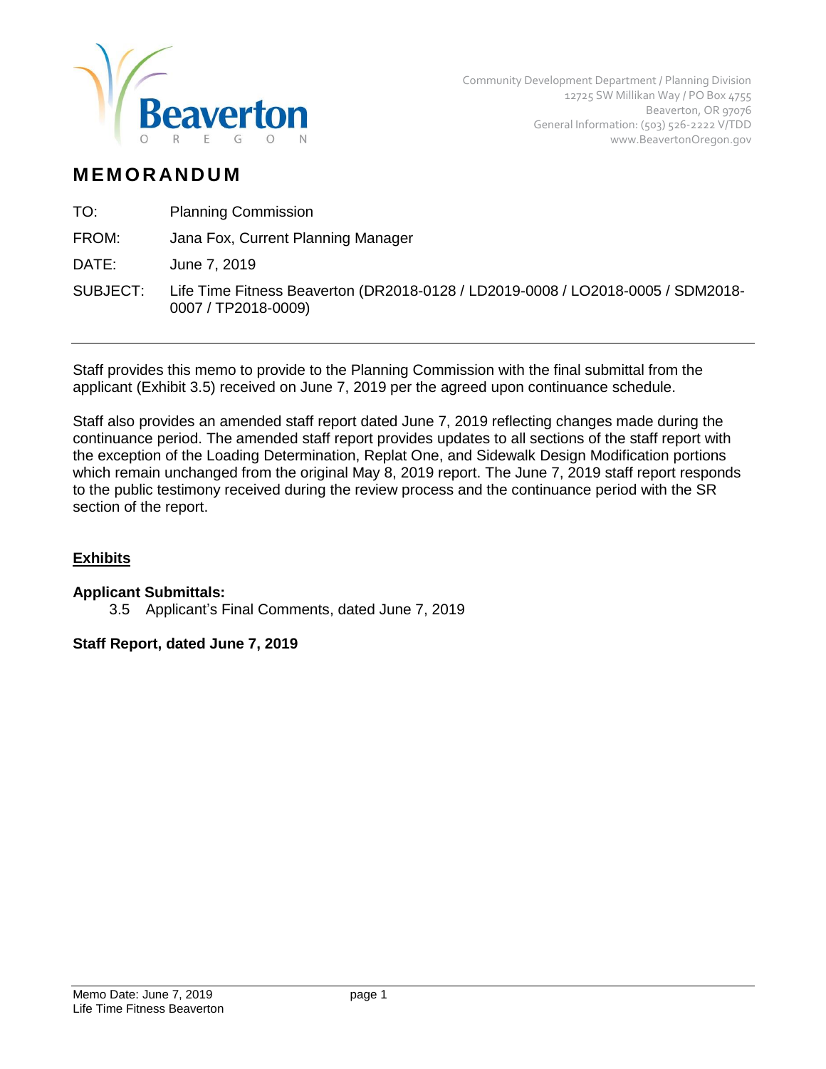Community Development Department / Planning Division
12725 SW Millikan Way / PO Box 4755
Beaverton, OR 97076
General Information: (503) 526-2222 V/TDD
www.BeavertonOregon.gov

# MEMORANDUM

TO: Planning Commission

FROM: Jana Fox, Current Planning Manager

DATE: June 7, 2019

SUBJECT: Life Time Fitness Beaverton (DR2018-0128 / LD2019-0008 / LO2018-0005 / SDM2018-0007 / TP2018-0009)

---

Staff provides this memo to provide to the Planning Commission with the final submittal from the applicant (Exhibit 3.5) received on June 7, 2019 per the agreed upon continuance schedule.

Staff also provides an amended staff report dated June 7, 2019 reflecting changes made during the continuance period. The amended staff report provides updates to all sections of the staff report with the exception of the Loading Determination, Replat One, and Sidewalk Design Modification portions which remain unchanged from the original May 8, 2019 report. The June 7, 2019 staff report responds to the public testimony received during the review process and the continuance period with the SR section of the report.

## Exhibits

**Applicant Submittals:**

3.5 Applicant's Final Comments, dated June 7, 2019

**Staff Report, dated June 7, 2019**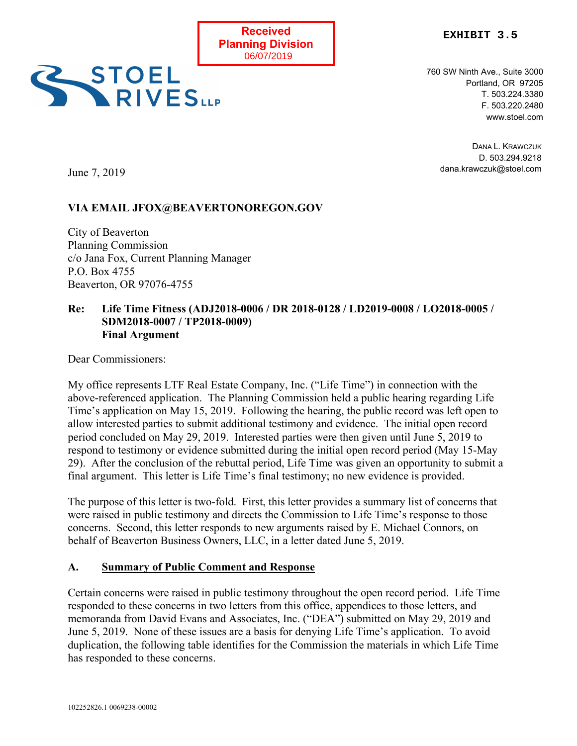Received
Planning Division
06/07/2019

**EXHIBIT 3.5**

760 SW Ninth Ave., Suite 3000
Portland, OR 97205
T. 503.224.3380
F. 503.220.2480
www.stoel.com

DANA L. KRAWCZUK
D. 503.294.9218
dana.krawczuk@stoel.com

June 7, 2019

**VIA EMAIL JFOX@BEAVERTONOREGON.GOV**

City of Beaverton
Planning Commission
c/o Jana Fox, Current Planning Manager
P.O. Box 4755
Beaverton, OR 97076-4755

**Re: Life Time Fitness (ADJ2018-0006 / DR 2018-0128 / LD2019-0008 / LO2018-0005 / SDM2018-0007 / TP2018-0009)**
**Final Argument**

Dear Commissioners:

My office represents LTF Real Estate Company, Inc. ("Life Time") in connection with the above-referenced application. The Planning Commission held a public hearing regarding Life Time's application on May 15, 2019. Following the hearing, the public record was left open to allow interested parties to submit additional testimony and evidence. The initial open record period concluded on May 29, 2019. Interested parties were then given until June 5, 2019 to respond to testimony or evidence submitted during the initial open record period (May 15-May 29). After the conclusion of the rebuttal period, Life Time was given an opportunity to submit a final argument. This letter is Life Time's final testimony; no new evidence is provided.

The purpose of this letter is two-fold. First, this letter provides a summary list of concerns that were raised in public testimony and directs the Commission to Life Time's response to those concerns. Second, this letter responds to new arguments raised by E. Michael Connors, on behalf of Beaverton Business Owners, LLC, in a letter dated June 5, 2019.

## A. Summary of Public Comment and Response

Certain concerns were raised in public testimony throughout the open record period. Life Time responded to these concerns in two letters from this office, appendices to those letters, and memoranda from David Evans and Associates, Inc. ("DEA") submitted on May 29, 2019 and June 5, 2019. None of these issues are a basis for denying Life Time's application. To avoid duplication, the following table identifies for the Commission the materials in which Life Time has responded to these concerns.

102252826.1 0069238-00002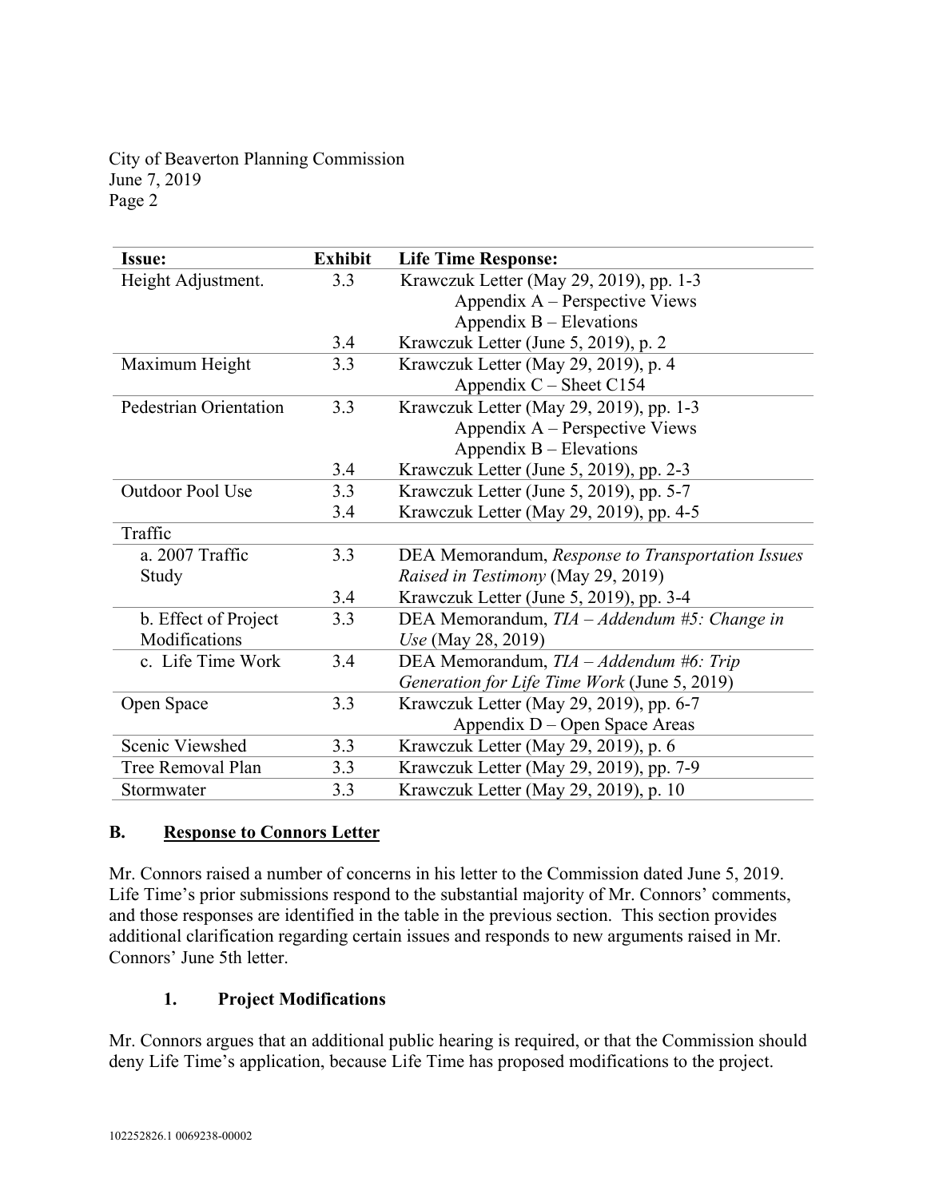City of Beaverton Planning Commission
June 7, 2019
Page 2

| Issue: | Exhibit | Life Time Response: |
|---|---|---|
| Height Adjustment. | 3.3 | Krawczuk Letter (May 29, 2019), pp. 1-3<br>Appendix A – Perspective Views<br>Appendix B – Elevations |
| | 3.4 | Krawczuk Letter (June 5, 2019), p. 2 |
| Maximum Height | 3.3 | Krawczuk Letter (May 29, 2019), p. 4<br>Appendix C – Sheet C154 |
| Pedestrian Orientation | 3.3 | Krawczuk Letter (May 29, 2019), pp. 1-3<br>Appendix A – Perspective Views<br>Appendix B – Elevations |
| | 3.4 | Krawczuk Letter (June 5, 2019), pp. 2-3 |
| Outdoor Pool Use | 3.3 | Krawczuk Letter (June 5, 2019), pp. 5-7 |
| | 3.4 | Krawczuk Letter (May 29, 2019), pp. 4-5 |
| Traffic | | |
| a. 2007 Traffic Study | 3.3 | DEA Memorandum, *Response to Transportation Issues Raised in Testimony* (May 29, 2019) |
| | 3.4 | Krawczuk Letter (June 5, 2019), pp. 3-4 |
| b. Effect of Project Modifications | 3.3 | DEA Memorandum, *TIA – Addendum #5: Change in Use* (May 28, 2019) |
| c. Life Time Work | 3.4 | DEA Memorandum, *TIA – Addendum #6: Trip Generation for Life Time Work* (June 5, 2019) |
| Open Space | 3.3 | Krawczuk Letter (May 29, 2019), pp. 6-7<br>Appendix D – Open Space Areas |
| Scenic Viewshed | 3.3 | Krawczuk Letter (May 29, 2019), p. 6 |
| Tree Removal Plan | 3.3 | Krawczuk Letter (May 29, 2019), pp. 7-9 |
| Stormwater | 3.3 | Krawczuk Letter (May 29, 2019), p. 10 |

## B. Response to Connors Letter

Mr. Connors raised a number of concerns in his letter to the Commission dated June 5, 2019. Life Time's prior submissions respond to the substantial majority of Mr. Connors' comments, and those responses are identified in the table in the previous section. This section provides additional clarification regarding certain issues and responds to new arguments raised in Mr. Connors' June 5th letter.

### 1. Project Modifications

Mr. Connors argues that an additional public hearing is required, or that the Commission should deny Life Time's application, because Life Time has proposed modifications to the project.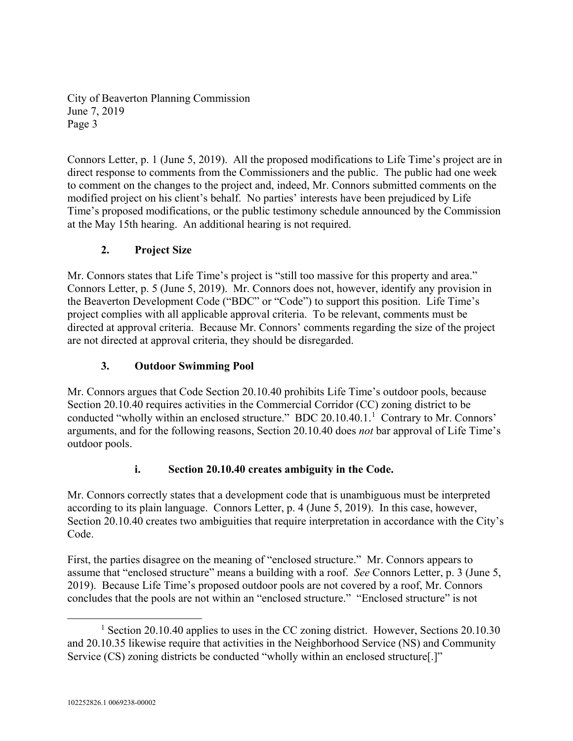Connors Letter, p. 1 (June 5, 2019). All the proposed modifications to Life Time's project are in direct response to comments from the Commissioners and the public. The public had one week to comment on the changes to the project and, indeed, Mr. Connors submitted comments on the modified project on his client's behalf. No parties' interests have been prejudiced by Life Time's proposed modifications, or the public testimony schedule announced by the Commission at the May 15th hearing. An additional hearing is not required.

### 2. Project Size

Mr. Connors states that Life Time's project is "still too massive for this property and area." Connors Letter, p. 5 (June 5, 2019). Mr. Connors does not, however, identify any provision in the Beaverton Development Code ("BDC" or "Code") to support this position. Life Time's project complies with all applicable approval criteria. To be relevant, comments must be directed at approval criteria. Because Mr. Connors' comments regarding the size of the project are not directed at approval criteria, they should be disregarded.

### 3. Outdoor Swimming Pool

Mr. Connors argues that Code Section 20.10.40 prohibits Life Time's outdoor pools, because Section 20.10.40 requires activities in the Commercial Corridor (CC) zoning district to be conducted "wholly within an enclosed structure." BDC 20.10.40.1.[1] Contrary to Mr. Connors' arguments, and for the following reasons, Section 20.10.40 does *not* bar approval of Life Time's outdoor pools.

#### i. Section 20.10.40 creates ambiguity in the Code.

Mr. Connors correctly states that a development code that is unambiguous must be interpreted according to its plain language. Connors Letter, p. 4 (June 5, 2019). In this case, however, Section 20.10.40 creates two ambiguities that require interpretation in accordance with the City's Code.

First, the parties disagree on the meaning of "enclosed structure." Mr. Connors appears to assume that "enclosed structure" means a building with a roof. *See* Connors Letter, p. 3 (June 5, 2019). Because Life Time's proposed outdoor pools are not covered by a roof, Mr. Connors concludes that the pools are not within an "enclosed structure." "Enclosed structure" is not

[1] Section 20.10.40 applies to uses in the CC zoning district. However, Sections 20.10.30 and 20.10.35 likewise require that activities in the Neighborhood Service (NS) and Community Service (CS) zoning districts be conducted "wholly within an enclosed structure[.]"

102252826.1 0069238-00002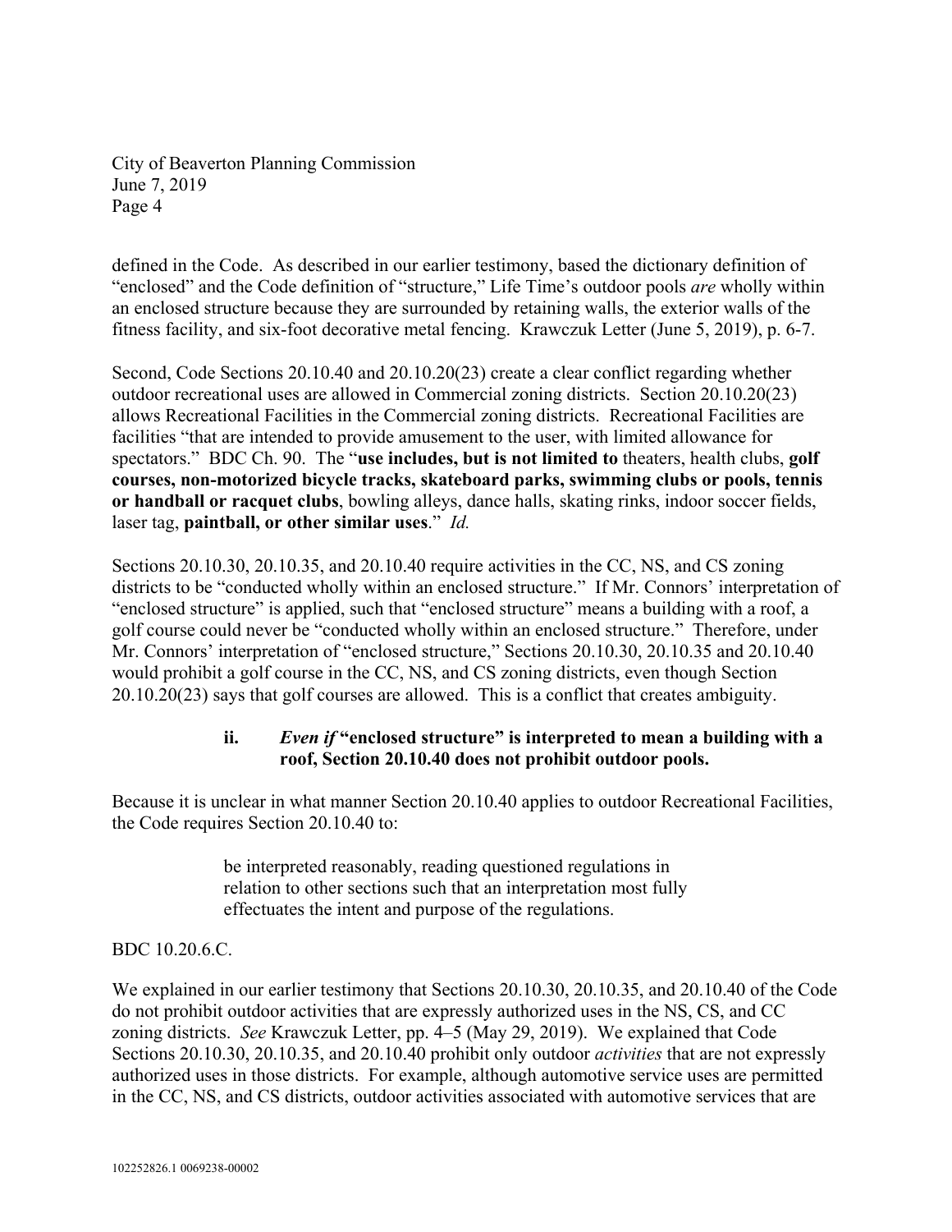defined in the Code. As described in our earlier testimony, based the dictionary definition of "enclosed" and the Code definition of "structure," Life Time's outdoor pools *are* wholly within an enclosed structure because they are surrounded by retaining walls, the exterior walls of the fitness facility, and six-foot decorative metal fencing. Krawczuk Letter (June 5, 2019), p. 6-7.

Second, Code Sections 20.10.40 and 20.10.20(23) create a clear conflict regarding whether outdoor recreational uses are allowed in Commercial zoning districts. Section 20.10.20(23) allows Recreational Facilities in the Commercial zoning districts. Recreational Facilities are facilities "that are intended to provide amusement to the user, with limited allowance for spectators." BDC Ch. 90. The "**use includes, but is not limited to** theaters, health clubs, **golf courses, non-motorized bicycle tracks, skateboard parks, swimming clubs or pools, tennis or handball or racquet clubs**, bowling alleys, dance halls, skating rinks, indoor soccer fields, laser tag, **paintball, or other similar uses**." *Id.*

Sections 20.10.30, 20.10.35, and 20.10.40 require activities in the CC, NS, and CS zoning districts to be "conducted wholly within an enclosed structure." If Mr. Connors' interpretation of "enclosed structure" is applied, such that "enclosed structure" means a building with a roof, a golf course could never be "conducted wholly within an enclosed structure." Therefore, under Mr. Connors' interpretation of "enclosed structure," Sections 20.10.30, 20.10.35 and 20.10.40 would prohibit a golf course in the CC, NS, and CS zoning districts, even though Section 20.10.20(23) says that golf courses are allowed. This is a conflict that creates ambiguity.

**ii. *Even if* "enclosed structure" is interpreted to mean a building with a roof, Section 20.10.40 does not prohibit outdoor pools.**

Because it is unclear in what manner Section 20.10.40 applies to outdoor Recreational Facilities, the Code requires Section 20.10.40 to:

> be interpreted reasonably, reading questioned regulations in relation to other sections such that an interpretation most fully effectuates the intent and purpose of the regulations.

BDC 10.20.6.C.

We explained in our earlier testimony that Sections 20.10.30, 20.10.35, and 20.10.40 of the Code do not prohibit outdoor activities that are expressly authorized uses in the NS, CS, and CC zoning districts. *See* Krawczuk Letter, pp. 4–5 (May 29, 2019). We explained that Code Sections 20.10.30, 20.10.35, and 20.10.40 prohibit only outdoor *activities* that are not expressly authorized uses in those districts. For example, although automotive service uses are permitted in the CC, NS, and CS districts, outdoor activities associated with automotive services that are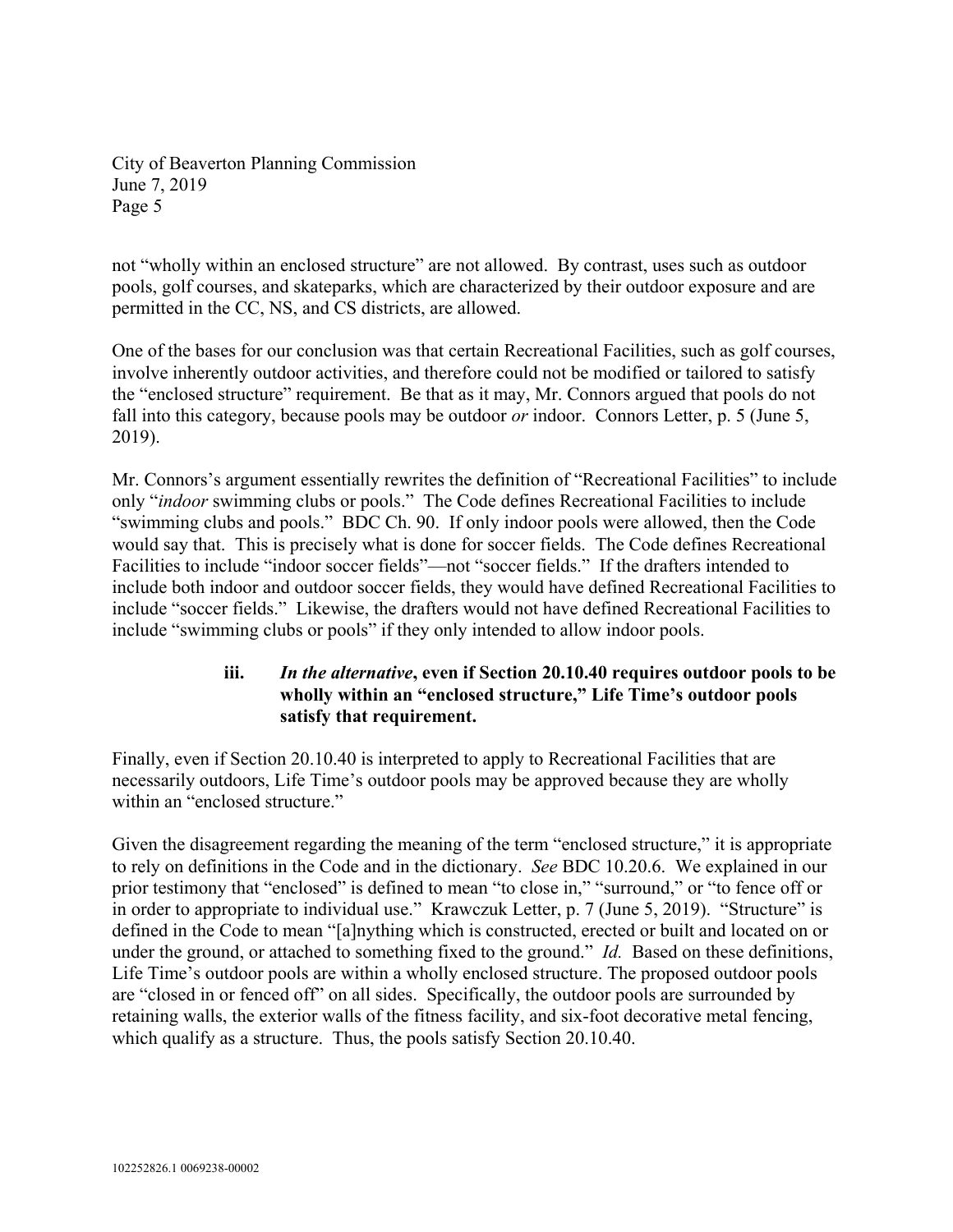not "wholly within an enclosed structure" are not allowed. By contrast, uses such as outdoor pools, golf courses, and skateparks, which are characterized by their outdoor exposure and are permitted in the CC, NS, and CS districts, are allowed.

One of the bases for our conclusion was that certain Recreational Facilities, such as golf courses, involve inherently outdoor activities, and therefore could not be modified or tailored to satisfy the "enclosed structure" requirement. Be that as it may, Mr. Connors argued that pools do not fall into this category, because pools may be outdoor *or* indoor. Connors Letter, p. 5 (June 5, 2019).

Mr. Connors's argument essentially rewrites the definition of "Recreational Facilities" to include only "*indoor* swimming clubs or pools." The Code defines Recreational Facilities to include "swimming clubs and pools." BDC Ch. 90. If only indoor pools were allowed, then the Code would say that. This is precisely what is done for soccer fields. The Code defines Recreational Facilities to include "indoor soccer fields"—not "soccer fields." If the drafters intended to include both indoor and outdoor soccer fields, they would have defined Recreational Facilities to include "soccer fields." Likewise, the drafters would not have defined Recreational Facilities to include "swimming clubs or pools" if they only intended to allow indoor pools.

**iii. *In the alternative*, even if Section 20.10.40 requires outdoor pools to be wholly within an "enclosed structure," Life Time's outdoor pools satisfy that requirement.**

Finally, even if Section 20.10.40 is interpreted to apply to Recreational Facilities that are necessarily outdoors, Life Time's outdoor pools may be approved because they are wholly within an "enclosed structure."

Given the disagreement regarding the meaning of the term "enclosed structure," it is appropriate to rely on definitions in the Code and in the dictionary. *See* BDC 10.20.6. We explained in our prior testimony that "enclosed" is defined to mean "to close in," "surround," or "to fence off or in order to appropriate to individual use." Krawczuk Letter, p. 7 (June 5, 2019). "Structure" is defined in the Code to mean "[a]nything which is constructed, erected or built and located on or under the ground, or attached to something fixed to the ground." *Id.* Based on these definitions, Life Time's outdoor pools are within a wholly enclosed structure. The proposed outdoor pools are "closed in or fenced off" on all sides. Specifically, the outdoor pools are surrounded by retaining walls, the exterior walls of the fitness facility, and six-foot decorative metal fencing, which qualify as a structure. Thus, the pools satisfy Section 20.10.40.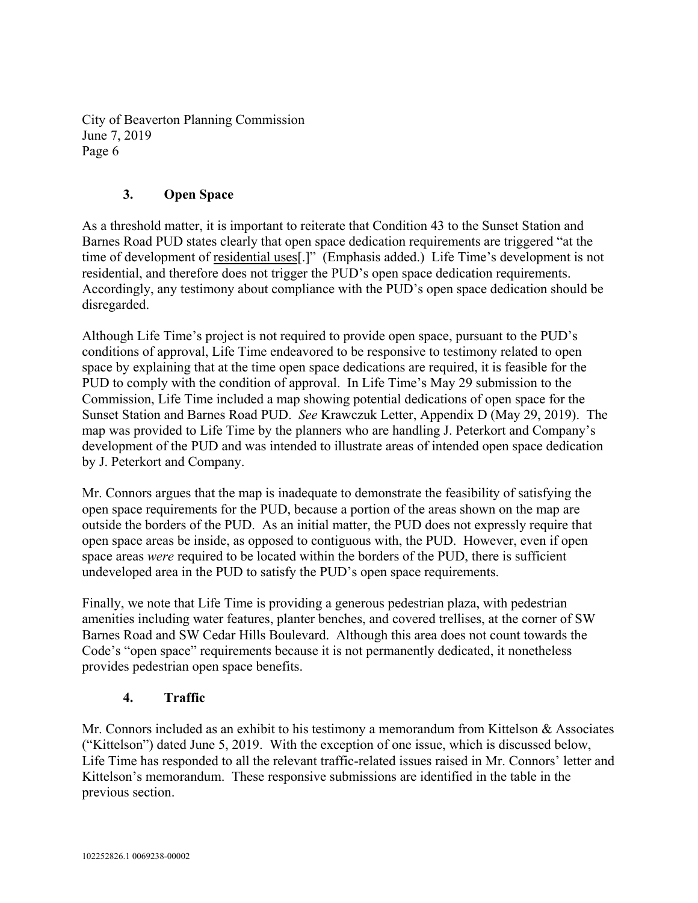### 3. Open Space

As a threshold matter, it is important to reiterate that Condition 43 to the Sunset Station and Barnes Road PUD states clearly that open space dedication requirements are triggered "at the time of development of residential uses[.]" (Emphasis added.) Life Time's development is not residential, and therefore does not trigger the PUD's open space dedication requirements. Accordingly, any testimony about compliance with the PUD's open space dedication should be disregarded.

Although Life Time's project is not required to provide open space, pursuant to the PUD's conditions of approval, Life Time endeavored to be responsive to testimony related to open space by explaining that at the time open space dedications are required, it is feasible for the PUD to comply with the condition of approval. In Life Time's May 29 submission to the Commission, Life Time included a map showing potential dedications of open space for the Sunset Station and Barnes Road PUD. *See* Krawczuk Letter, Appendix D (May 29, 2019). The map was provided to Life Time by the planners who are handling J. Peterkort and Company's development of the PUD and was intended to illustrate areas of intended open space dedication by J. Peterkort and Company.

Mr. Connors argues that the map is inadequate to demonstrate the feasibility of satisfying the open space requirements for the PUD, because a portion of the areas shown on the map are outside the borders of the PUD. As an initial matter, the PUD does not expressly require that open space areas be inside, as opposed to contiguous with, the PUD. However, even if open space areas *were* required to be located within the borders of the PUD, there is sufficient undeveloped area in the PUD to satisfy the PUD's open space requirements.

Finally, we note that Life Time is providing a generous pedestrian plaza, with pedestrian amenities including water features, planter benches, and covered trellises, at the corner of SW Barnes Road and SW Cedar Hills Boulevard. Although this area does not count towards the Code's "open space" requirements because it is not permanently dedicated, it nonetheless provides pedestrian open space benefits.

### 4. Traffic

Mr. Connors included as an exhibit to his testimony a memorandum from Kittelson & Associates ("Kittelson") dated June 5, 2019. With the exception of one issue, which is discussed below, Life Time has responded to all the relevant traffic-related issues raised in Mr. Connors' letter and Kittelson's memorandum. These responsive submissions are identified in the table in the previous section.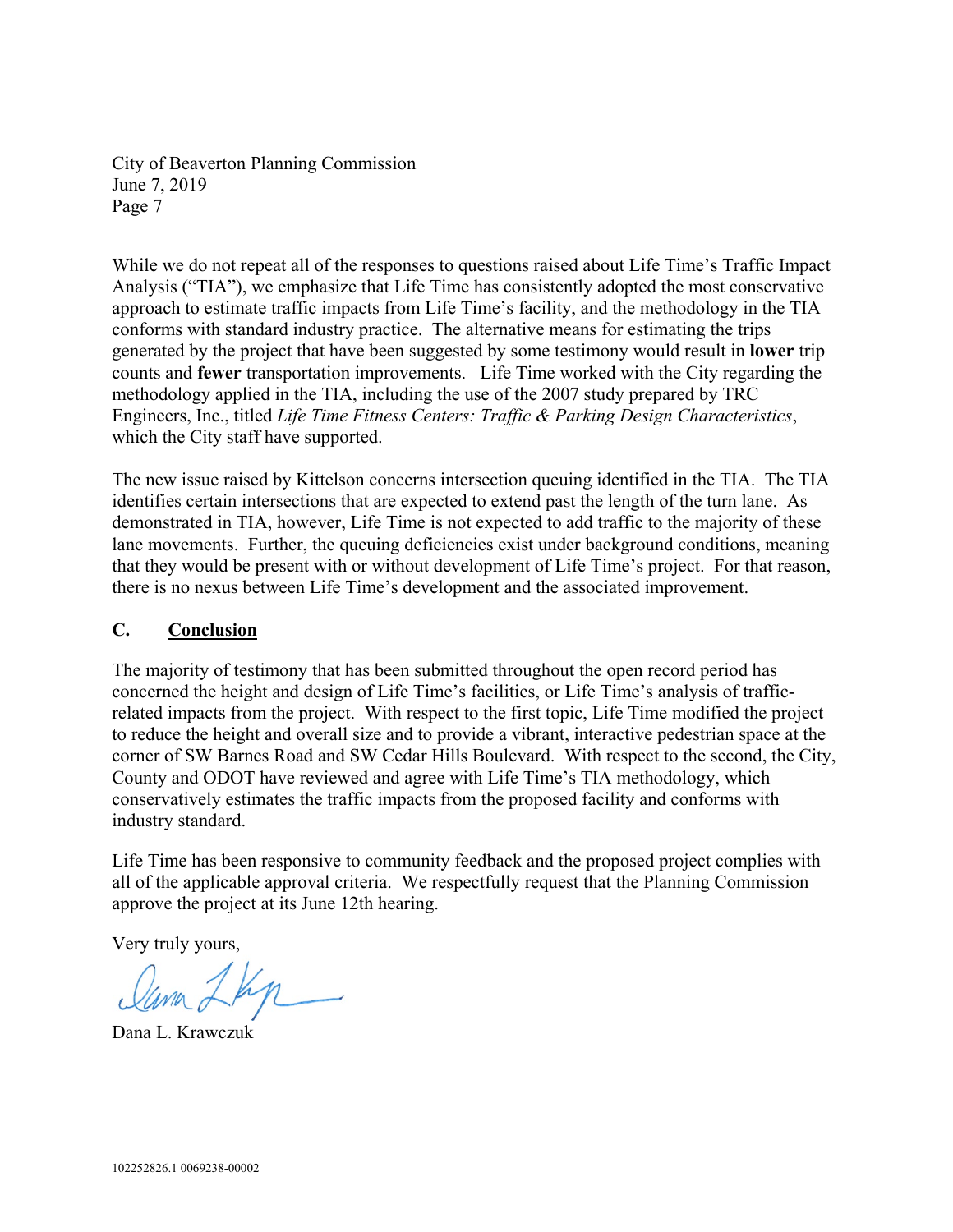While we do not repeat all of the responses to questions raised about Life Time's Traffic Impact Analysis ("TIA"), we emphasize that Life Time has consistently adopted the most conservative approach to estimate traffic impacts from Life Time's facility, and the methodology in the TIA conforms with standard industry practice. The alternative means for estimating the trips generated by the project that have been suggested by some testimony would result in **lower** trip counts and **fewer** transportation improvements. Life Time worked with the City regarding the methodology applied in the TIA, including the use of the 2007 study prepared by TRC Engineers, Inc., titled *Life Time Fitness Centers: Traffic & Parking Design Characteristics*, which the City staff have supported.

The new issue raised by Kittelson concerns intersection queuing identified in the TIA. The TIA identifies certain intersections that are expected to extend past the length of the turn lane. As demonstrated in TIA, however, Life Time is not expected to add traffic to the majority of these lane movements. Further, the queuing deficiencies exist under background conditions, meaning that they would be present with or without development of Life Time's project. For that reason, there is no nexus between Life Time's development and the associated improvement.

## C. Conclusion

The majority of testimony that has been submitted throughout the open record period has concerned the height and design of Life Time's facilities, or Life Time's analysis of traffic-related impacts from the project. With respect to the first topic, Life Time modified the project to reduce the height and overall size and to provide a vibrant, interactive pedestrian space at the corner of SW Barnes Road and SW Cedar Hills Boulevard. With respect to the second, the City, County and ODOT have reviewed and agree with Life Time's TIA methodology, which conservatively estimates the traffic impacts from the proposed facility and conforms with industry standard.

Life Time has been responsive to community feedback and the proposed project complies with all of the applicable approval criteria. We respectfully request that the Planning Commission approve the project at its June 12th hearing.

Very truly yours,

Dana L. Krawczuk

102252826.1 0069238-00002